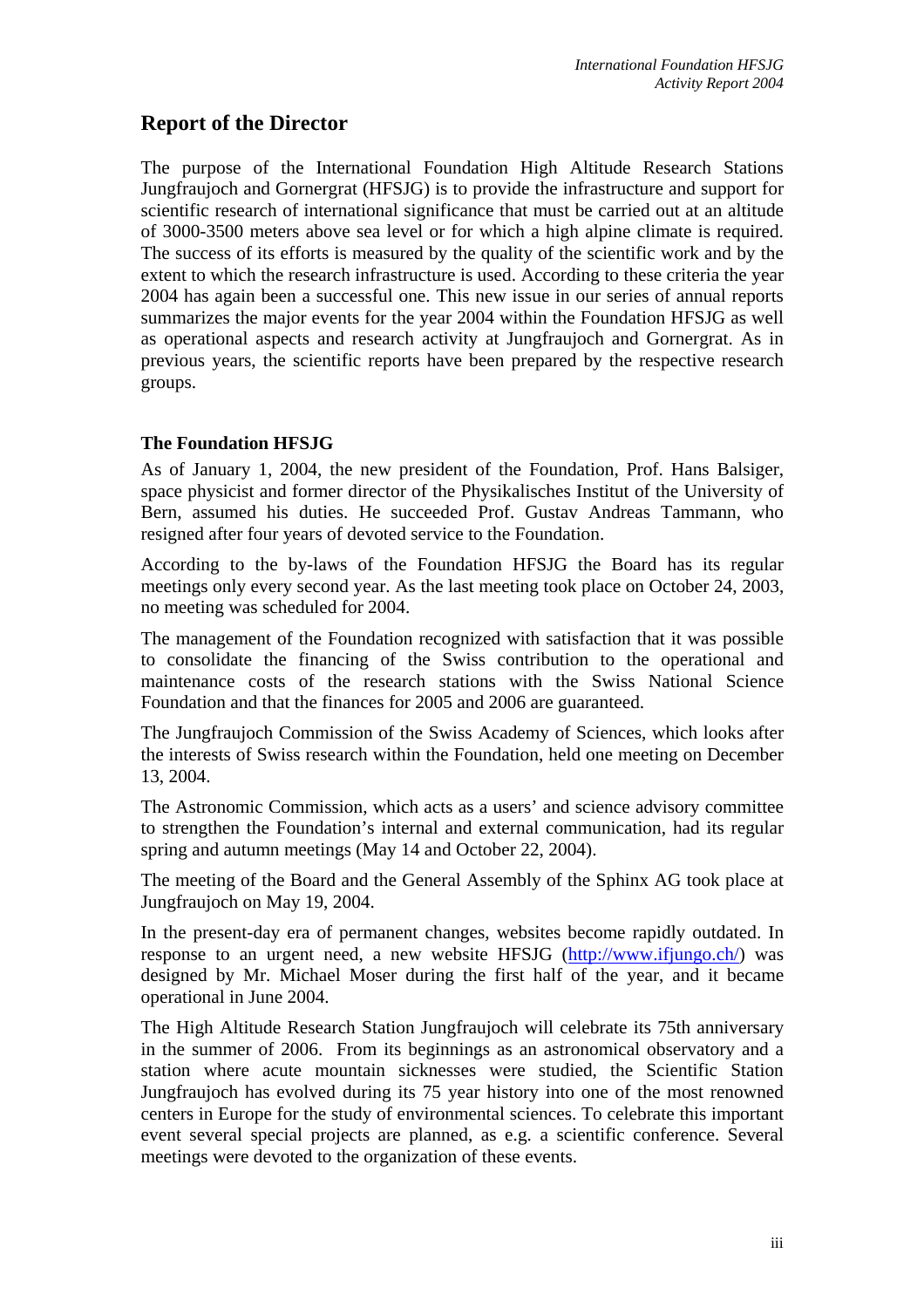# Report of the Director

The purpose of the International Foundation High Altitude Research Stations Jungfraujoch and Gornergrat (HFSJG) is to provide the infrastructure and support for scientific research of international significance that must be carried out at an altitude of 3000-3500 meters above sea level or for which a high alpine climate is required. The success of its efforts is measured by the quality of the scientific work and by the extent to which the research infrastructure is used. According to these criteria the year 2004 has again been a successful one. This new issue in our series of annual reports summarizes the major events for the year 2004 within the Foundation HFSJG as well as operational aspects and research activity at Jungfraujoch and Gornergrat. As in previous years, the scientific reports have been prepared by the respective research groups.

## The Foundation HFSJG

As of January 1, 2004, the new president of the Foundation, Prof. Hans Balsiger, space physicist and former director of the Physikalisches Institut of the University of Bern, assumed his duties. He succeeded Prof. Gustav Andreas Tammann, who resigned after four years of devoted service to the Foundation.

According to the by-laws of the Foundation HFSJG the Board has its regular meetings only every second year. As the last meeting took place on October 24, 2003, no meeting was scheduled for 2004.

The management of the Foundation recognized with satisfaction that it was possible to consolidate the financing of the Swiss contribution to the operational and maintenance costs of the research stations with the Swiss National Science Foundation and that the finances for 2005 and 2006 are guaranteed.

The Jungfraujoch Commission of the Swiss Academy of Sciences, which looks after the interests of Swiss research within the Foundation, held one meeting on December 13, 2004.

The Astronomic Commission, which acts as a users' and science advisory committee to strengthen the Foundation's internal and external communication, had its regular spring and autumn meetings (May 14 and October 22, 2004).

The meeting of the Board and the General Assembly of the Sphinx AG took place at Jungfraujoch on May 19, 2004.

In the present-day era of permanent changes, websites become rapidly outdated. In response to an urgent need, a new website HFSJG (http://www.ifjungo.ch/) was designed by Mr. Michael Moser during the first half of the year, and it became operational in June 2004.

The High Altitude Research Station Jungfraujoch will celebrate its 75th anniversary in the summer of 2006. From its beginnings as an astronomical observatory and a station where acute mountain sicknesses were studied, the Scientific Station Jungfraujoch has evolved during its 75 year history into one of the most renowned centers in Europe for the study of environmental sciences. To celebrate this important event several special projects are planned, as e.g. a scientific conference. Several meetings were devoted to the organization of these events.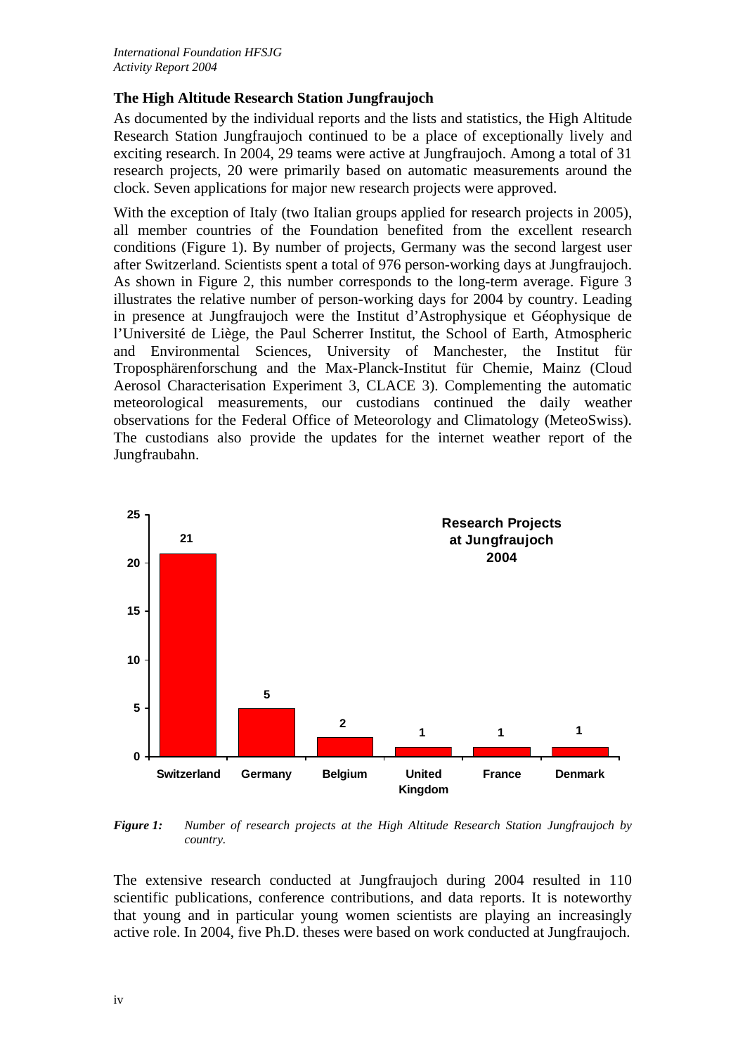## The High Altitude Research Station Jungfraujoch

As documented by the individual reports and the lists and statistics, the High Altitude Research Station Jungfraujoch continued to be a place of exceptionally lively and exciting research. In 2004, 29 teams were active at Jungfraujoch. Among a total of 31 research projects, 20 were primarily based on automatic measurements around the clock. Seven applications for major new research projects were approved.

With the exception of Italy (two Italian groups applied for research projects in 2005), all member countries of the Foundation benefited from the excellent research conditions (Figure 1). By number of projects, Germany was the second largest user after Switzerland. Scientists spent a total of 976 person-working days at Jungfraujoch. As shown in Figure 2, this number corresponds to the long-term average. Figure 3 illustrates the relative number of person-working days for 2004 by country. Leading in presence at Jungfraujoch were the Institut d'Astrophysique et Géophysique de l'Université de Liège, the Paul Scherrer Institut, the School of Earth, Atmospheric and Environmental Sciences, University of Manchester, the Institut für Troposphärenforschung and the Max-Planck-Institut für Chemie, Mainz (Cloud Aerosol Characterisation Experiment 3, CLACE 3). Complementing the automatic meteorological measurements, our custodians continued the daily weather observations for the Federal Office of Meteorology and Climatology (MeteoSwiss). The custodians also provide the updates for the internet weather report of the Jungfraubahn.

**Research Projects at Jungfraujoch 2004**

| Country | Number of research projects |
|---|---|
| Switzerland | 21 |
| Germany | 5 |
| Belgium | 2 |
| United Kingdom | 1 |
| France | 1 |
| Denmark | 1 |

***Figure 1:*** *Number of research projects at the High Altitude Research Station Jungfraujoch by country.*

The extensive research conducted at Jungfraujoch during 2004 resulted in 110 scientific publications, conference contributions, and data reports. It is noteworthy that young and in particular young women scientists are playing an increasingly active role. In 2004, five Ph.D. theses were based on work conducted at Jungfraujoch.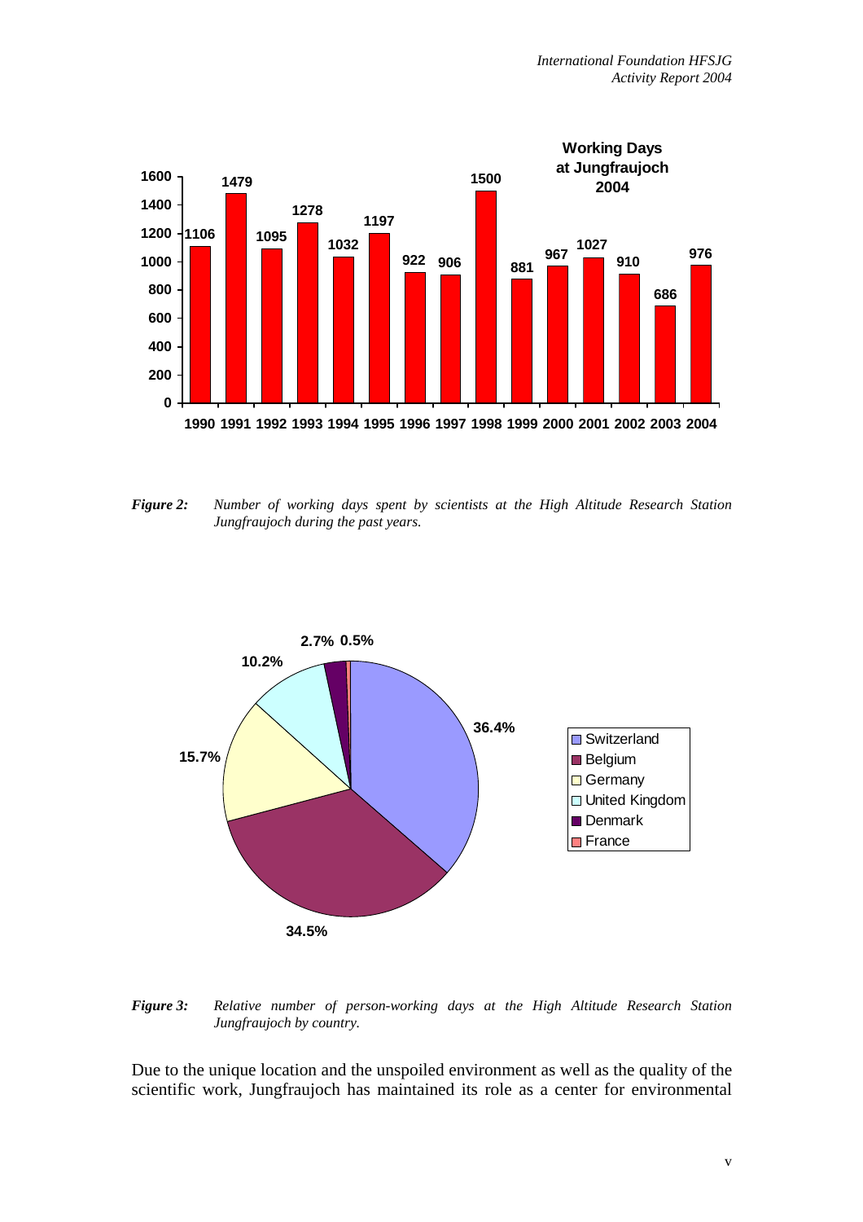*Figure 2:* *Number of working days spent by scientists at the High Altitude Research Station Jungfraujoch during the past years.*

*Figure 3:* *Relative number of person-working days at the High Altitude Research Station Jungfraujoch by country.*

Due to the unique location and the unspoiled environment as well as the quality of the scientific work, Jungfraujoch has maintained its role as a center for environmental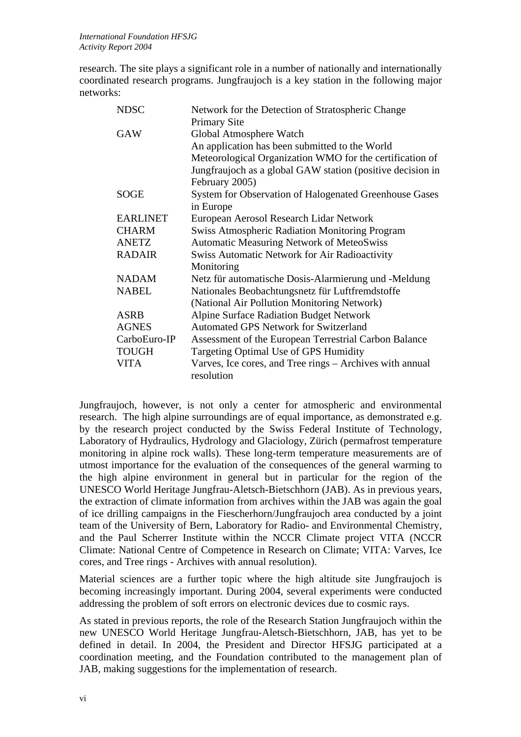research. The site plays a significant role in a number of nationally and internationally coordinated research programs. Jungfraujoch is a key station in the following major networks:

| | |
|---|---|
| NDSC | Network for the Detection of Stratospheric Change Primary Site |
| GAW | Global Atmosphere Watch An application has been submitted to the World Meteorological Organization WMO for the certification of Jungfraujoch as a global GAW station (positive decision in February 2005) |
| SOGE | System for Observation of Halogenated Greenhouse Gases in Europe |
| EARLINET | European Aerosol Research Lidar Network |
| CHARM | Swiss Atmospheric Radiation Monitoring Program |
| ANETZ | Automatic Measuring Network of MeteoSwiss |
| RADAIR | Swiss Automatic Network for Air Radioactivity Monitoring |
| NADAM | Netz für automatische Dosis-Alarmierung und -Meldung |
| NABEL | Nationales Beobachtungsnetz für Luftfremdstoffe (National Air Pollution Monitoring Network) |
| ASRB | Alpine Surface Radiation Budget Network |
| AGNES | Automated GPS Network for Switzerland |
| CarboEuro-IP | Assessment of the European Terrestrial Carbon Balance |
| TOUGH | Targeting Optimal Use of GPS Humidity |
| VITA | Varves, Ice cores, and Tree rings – Archives with annual resolution |

Jungfraujoch, however, is not only a center for atmospheric and environmental research. The high alpine surroundings are of equal importance, as demonstrated e.g. by the research project conducted by the Swiss Federal Institute of Technology, Laboratory of Hydraulics, Hydrology and Glaciology, Zürich (permafrost temperature monitoring in alpine rock walls). These long-term temperature measurements are of utmost importance for the evaluation of the consequences of the general warming to the high alpine environment in general but in particular for the region of the UNESCO World Heritage Jungfrau-Aletsch-Bietschhorn (JAB). As in previous years, the extraction of climate information from archives within the JAB was again the goal of ice drilling campaigns in the Fiescherhorn/Jungfraujoch area conducted by a joint team of the University of Bern, Laboratory for Radio- and Environmental Chemistry, and the Paul Scherrer Institute within the NCCR Climate project VITA (NCCR Climate: National Centre of Competence in Research on Climate; VITA: Varves, Ice cores, and Tree rings - Archives with annual resolution).

Material sciences are a further topic where the high altitude site Jungfraujoch is becoming increasingly important. During 2004, several experiments were conducted addressing the problem of soft errors on electronic devices due to cosmic rays.

As stated in previous reports, the role of the Research Station Jungfraujoch within the new UNESCO World Heritage Jungfrau-Aletsch-Bietschhorn, JAB, has yet to be defined in detail. In 2004, the President and Director HFSJG participated at a coordination meeting, and the Foundation contributed to the management plan of JAB, making suggestions for the implementation of research.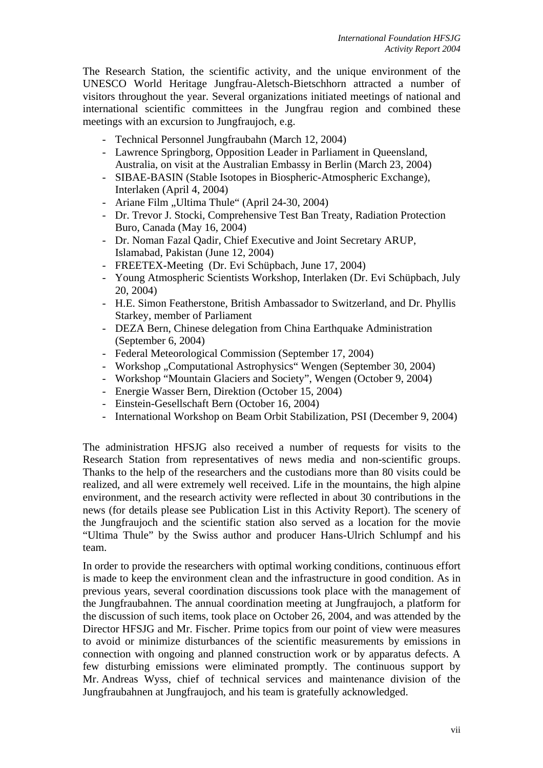The Research Station, the scientific activity, and the unique environment of the UNESCO World Heritage Jungfrau-Aletsch-Bietschhorn attracted a number of visitors throughout the year. Several organizations initiated meetings of national and international scientific committees in the Jungfrau region and combined these meetings with an excursion to Jungfraujoch, e.g.

- Technical Personnel Jungfraubahn (March 12, 2004)
- Lawrence Springborg, Opposition Leader in Parliament in Queensland, Australia, on visit at the Australian Embassy in Berlin (March 23, 2004)
- SIBAE-BASIN (Stable Isotopes in Biospheric-Atmospheric Exchange), Interlaken (April 4, 2004)
- Ariane Film „Ultima Thule“ (April 24-30, 2004)
- Dr. Trevor J. Stocki, Comprehensive Test Ban Treaty, Radiation Protection Buro, Canada (May 16, 2004)
- Dr. Noman Fazal Qadir, Chief Executive and Joint Secretary ARUP, Islamabad, Pakistan (June 12, 2004)
- FREETEX-Meeting (Dr. Evi Schüpbach, June 17, 2004)
- Young Atmospheric Scientists Workshop, Interlaken (Dr. Evi Schüpbach, July 20, 2004)
- H.E. Simon Featherstone, British Ambassador to Switzerland, and Dr. Phyllis Starkey, member of Parliament
- DEZA Bern, Chinese delegation from China Earthquake Administration (September 6, 2004)
- Federal Meteorological Commission (September 17, 2004)
- Workshop „Computational Astrophysics“ Wengen (September 30, 2004)
- Workshop “Mountain Glaciers and Society”, Wengen (October 9, 2004)
- Energie Wasser Bern, Direktion (October 15, 2004)
- Einstein-Gesellschaft Bern (October 16, 2004)
- International Workshop on Beam Orbit Stabilization, PSI (December 9, 2004)

The administration HFSJG also received a number of requests for visits to the Research Station from representatives of news media and non-scientific groups. Thanks to the help of the researchers and the custodians more than 80 visits could be realized, and all were extremely well received. Life in the mountains, the high alpine environment, and the research activity were reflected in about 30 contributions in the news (for details please see Publication List in this Activity Report). The scenery of the Jungfraujoch and the scientific station also served as a location for the movie “Ultima Thule” by the Swiss author and producer Hans-Ulrich Schlumpf and his team.

In order to provide the researchers with optimal working conditions, continuous effort is made to keep the environment clean and the infrastructure in good condition. As in previous years, several coordination discussions took place with the management of the Jungfraubahnen. The annual coordination meeting at Jungfraujoch, a platform for the discussion of such items, took place on October 26, 2004, and was attended by the Director HFSJG and Mr. Fischer. Prime topics from our point of view were measures to avoid or minimize disturbances of the scientific measurements by emissions in connection with ongoing and planned construction work or by apparatus defects. A few disturbing emissions were eliminated promptly. The continuous support by Mr. Andreas Wyss, chief of technical services and maintenance division of the Jungfraubahnen at Jungfraujoch, and his team is gratefully acknowledged.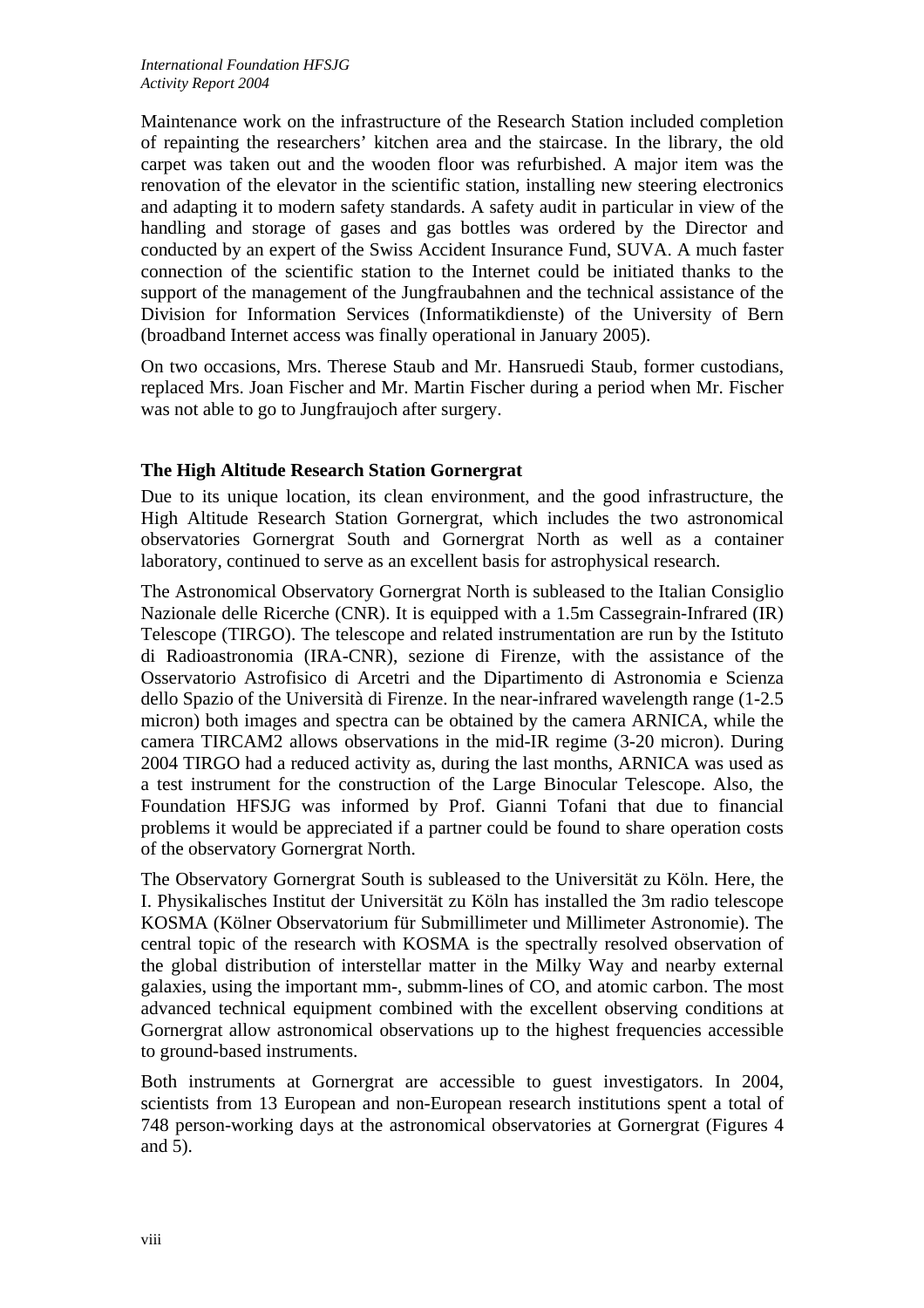Maintenance work on the infrastructure of the Research Station included completion of repainting the researchers' kitchen area and the staircase. In the library, the old carpet was taken out and the wooden floor was refurbished. A major item was the renovation of the elevator in the scientific station, installing new steering electronics and adapting it to modern safety standards. A safety audit in particular in view of the handling and storage of gases and gas bottles was ordered by the Director and conducted by an expert of the Swiss Accident Insurance Fund, SUVA. A much faster connection of the scientific station to the Internet could be initiated thanks to the support of the management of the Jungfraubahnen and the technical assistance of the Division for Information Services (Informatikdienste) of the University of Bern (broadband Internet access was finally operational in January 2005).

On two occasions, Mrs. Therese Staub and Mr. Hansruedi Staub, former custodians, replaced Mrs. Joan Fischer and Mr. Martin Fischer during a period when Mr. Fischer was not able to go to Jungfraujoch after surgery.

### The High Altitude Research Station Gornergrat

Due to its unique location, its clean environment, and the good infrastructure, the High Altitude Research Station Gornergrat, which includes the two astronomical observatories Gornergrat South and Gornergrat North as well as a container laboratory, continued to serve as an excellent basis for astrophysical research.

The Astronomical Observatory Gornergrat North is subleased to the Italian Consiglio Nazionale delle Ricerche (CNR). It is equipped with a 1.5m Cassegrain-Infrared (IR) Telescope (TIRGO). The telescope and related instrumentation are run by the Istituto di Radioastronomia (IRA-CNR), sezione di Firenze, with the assistance of the Osservatorio Astrofisico di Arcetri and the Dipartimento di Astronomia e Scienza dello Spazio of the Università di Firenze. In the near-infrared wavelength range (1-2.5 micron) both images and spectra can be obtained by the camera ARNICA, while the camera TIRCAM2 allows observations in the mid-IR regime (3-20 micron). During 2004 TIRGO had a reduced activity as, during the last months, ARNICA was used as a test instrument for the construction of the Large Binocular Telescope. Also, the Foundation HFSJG was informed by Prof. Gianni Tofani that due to financial problems it would be appreciated if a partner could be found to share operation costs of the observatory Gornergrat North.

The Observatory Gornergrat South is subleased to the Universität zu Köln. Here, the I. Physikalisches Institut der Universität zu Köln has installed the 3m radio telescope KOSMA (Kölner Observatorium für Submillimeter und Millimeter Astronomie). The central topic of the research with KOSMA is the spectrally resolved observation of the global distribution of interstellar matter in the Milky Way and nearby external galaxies, using the important mm-, submm-lines of CO, and atomic carbon. The most advanced technical equipment combined with the excellent observing conditions at Gornergrat allow astronomical observations up to the highest frequencies accessible to ground-based instruments.

Both instruments at Gornergrat are accessible to guest investigators. In 2004, scientists from 13 European and non-European research institutions spent a total of 748 person-working days at the astronomical observatories at Gornergrat (Figures 4 and 5).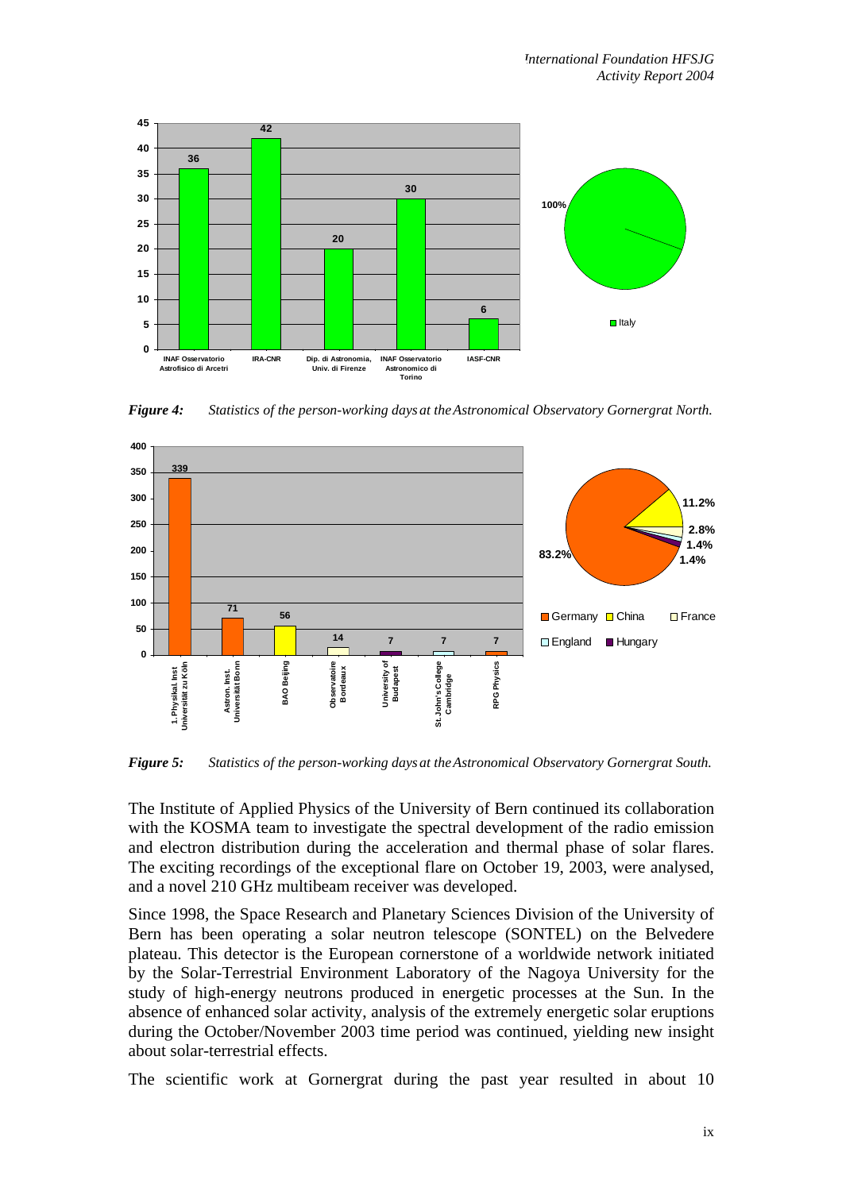*Figure 4:* *Statistics of the person-working days at the Astronomical Observatory Gornergrat North.*

*Figure 5:* *Statistics of the person-working days at the Astronomical Observatory Gornergrat South.*

The Institute of Applied Physics of the University of Bern continued its collaboration with the KOSMA team to investigate the spectral development of the radio emission and electron distribution during the acceleration and thermal phase of solar flares. The exciting recordings of the exceptional flare on October 19, 2003, were analysed, and a novel 210 GHz multibeam receiver was developed.

Since 1998, the Space Research and Planetary Sciences Division of the University of Bern has been operating a solar neutron telescope (SONTEL) on the Belvedere plateau. This detector is the European cornerstone of a worldwide network initiated by the Solar-Terrestrial Environment Laboratory of the Nagoya University for the study of high-energy neutrons produced in energetic processes at the Sun. In the absence of enhanced solar activity, analysis of the extremely energetic solar eruptions during the October/November 2003 time period was continued, yielding new insight about solar-terrestrial effects.

The scientific work at Gornergrat during the past year resulted in about 10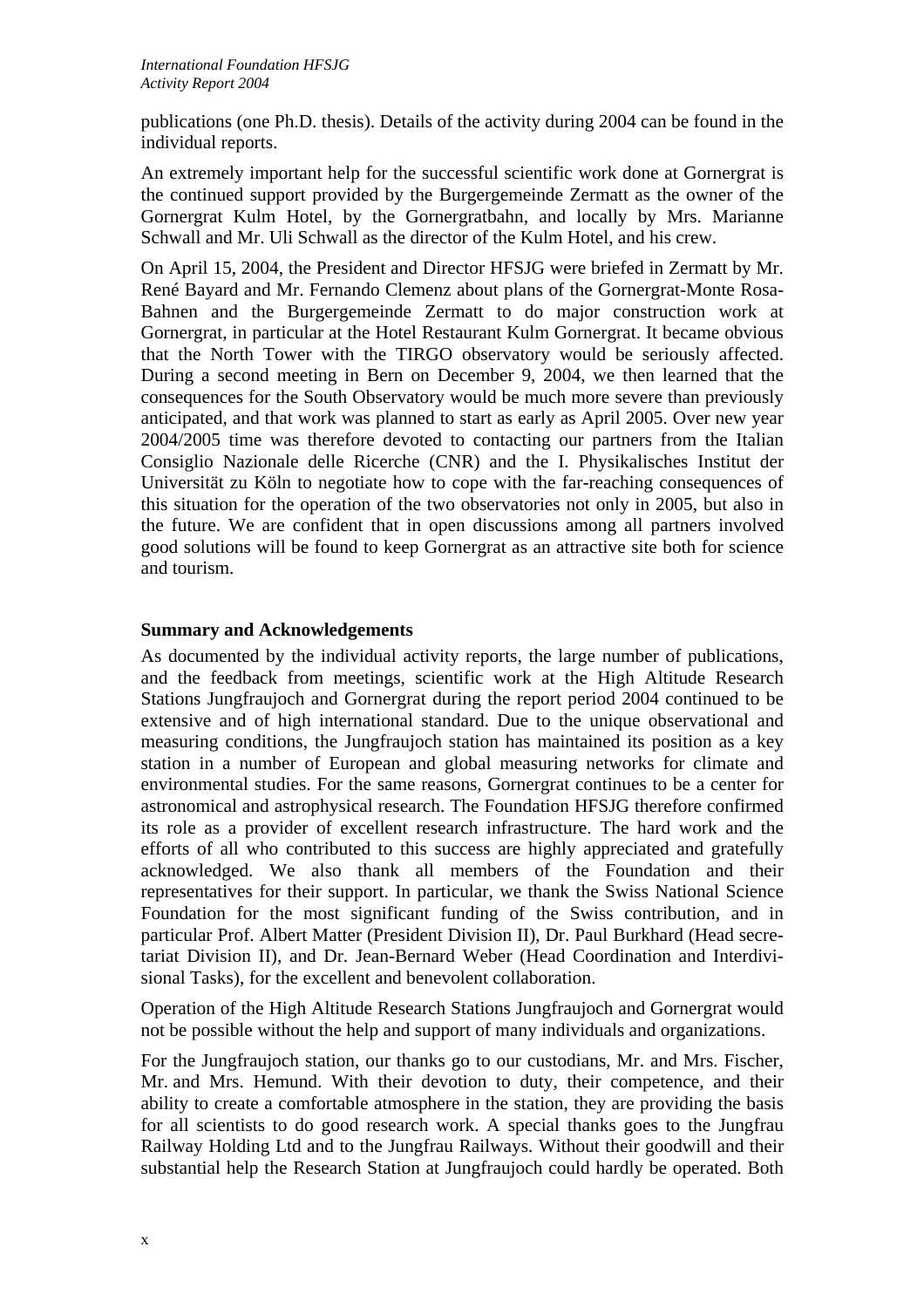publications (one Ph.D. thesis). Details of the activity during 2004 can be found in the individual reports.

An extremely important help for the successful scientific work done at Gornergrat is the continued support provided by the Burgergemeinde Zermatt as the owner of the Gornergrat Kulm Hotel, by the Gornergratbahn, and locally by Mrs. Marianne Schwall and Mr. Uli Schwall as the director of the Kulm Hotel, and his crew.

On April 15, 2004, the President and Director HFSJG were briefed in Zermatt by Mr. René Bayard and Mr. Fernando Clemenz about plans of the Gornergrat-Monte Rosa-Bahnen and the Burgergemeinde Zermatt to do major construction work at Gornergrat, in particular at the Hotel Restaurant Kulm Gornergrat. It became obvious that the North Tower with the TIRGO observatory would be seriously affected. During a second meeting in Bern on December 9, 2004, we then learned that the consequences for the South Observatory would be much more severe than previously anticipated, and that work was planned to start as early as April 2005. Over new year 2004/2005 time was therefore devoted to contacting our partners from the Italian Consiglio Nazionale delle Ricerche (CNR) and the I. Physikalisches Institut der Universität zu Köln to negotiate how to cope with the far-reaching consequences of this situation for the operation of the two observatories not only in 2005, but also in the future. We are confident that in open discussions among all partners involved good solutions will be found to keep Gornergrat as an attractive site both for science and tourism.

**Summary and Acknowledgements**

As documented by the individual activity reports, the large number of publications, and the feedback from meetings, scientific work at the High Altitude Research Stations Jungfraujoch and Gornergrat during the report period 2004 continued to be extensive and of high international standard. Due to the unique observational and measuring conditions, the Jungfraujoch station has maintained its position as a key station in a number of European and global measuring networks for climate and environmental studies. For the same reasons, Gornergrat continues to be a center for astronomical and astrophysical research. The Foundation HFSJG therefore confirmed its role as a provider of excellent research infrastructure. The hard work and the efforts of all who contributed to this success are highly appreciated and gratefully acknowledged. We also thank all members of the Foundation and their representatives for their support. In particular, we thank the Swiss National Science Foundation for the most significant funding of the Swiss contribution, and in particular Prof. Albert Matter (President Division II), Dr. Paul Burkhard (Head secretariat Division II), and Dr. Jean-Bernard Weber (Head Coordination and Interdivisional Tasks), for the excellent and benevolent collaboration.

Operation of the High Altitude Research Stations Jungfraujoch and Gornergrat would not be possible without the help and support of many individuals and organizations.

For the Jungfraujoch station, our thanks go to our custodians, Mr. and Mrs. Fischer, Mr. and Mrs. Hemund. With their devotion to duty, their competence, and their ability to create a comfortable atmosphere in the station, they are providing the basis for all scientists to do good research work. A special thanks goes to the Jungfrau Railway Holding Ltd and to the Jungfrau Railways. Without their goodwill and their substantial help the Research Station at Jungfraujoch could hardly be operated. Both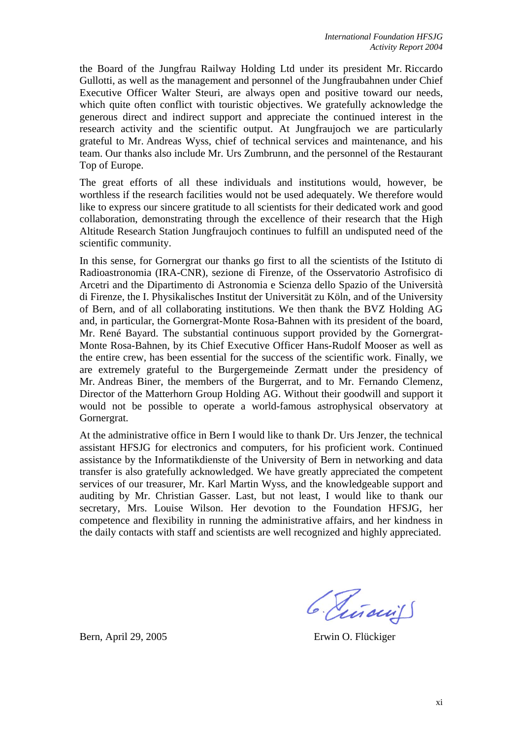the Board of the Jungfrau Railway Holding Ltd under its president Mr. Riccardo Gullotti, as well as the management and personnel of the Jungfraubahnen under Chief Executive Officer Walter Steuri, are always open and positive toward our needs, which quite often conflict with touristic objectives. We gratefully acknowledge the generous direct and indirect support and appreciate the continued interest in the research activity and the scientific output. At Jungfraujoch we are particularly grateful to Mr. Andreas Wyss, chief of technical services and maintenance, and his team. Our thanks also include Mr. Urs Zumbrunn, and the personnel of the Restaurant Top of Europe.

The great efforts of all these individuals and institutions would, however, be worthless if the research facilities would not be used adequately. We therefore would like to express our sincere gratitude to all scientists for their dedicated work and good collaboration, demonstrating through the excellence of their research that the High Altitude Research Station Jungfraujoch continues to fulfill an undisputed need of the scientific community.

In this sense, for Gornergrat our thanks go first to all the scientists of the Istituto di Radioastronomia (IRA-CNR), sezione di Firenze, of the Osservatorio Astrofisico di Arcetri and the Dipartimento di Astronomia e Scienza dello Spazio of the Università di Firenze, the I. Physikalisches Institut der Universität zu Köln, and of the University of Bern, and of all collaborating institutions. We then thank the BVZ Holding AG and, in particular, the Gornergrat-Monte Rosa-Bahnen with its president of the board, Mr. René Bayard. The substantial continuous support provided by the Gornergrat-Monte Rosa-Bahnen, by its Chief Executive Officer Hans-Rudolf Mooser as well as the entire crew, has been essential for the success of the scientific work. Finally, we are extremely grateful to the Burgergemeinde Zermatt under the presidency of Mr. Andreas Biner, the members of the Burgerrat, and to Mr. Fernando Clemenz, Director of the Matterhorn Group Holding AG. Without their goodwill and support it would not be possible to operate a world-famous astrophysical observatory at Gornergrat.

At the administrative office in Bern I would like to thank Dr. Urs Jenzer, the technical assistant HFSJG for electronics and computers, for his proficient work. Continued assistance by the Informatikdienste of the University of Bern in networking and data transfer is also gratefully acknowledged. We have greatly appreciated the competent services of our treasurer, Mr. Karl Martin Wyss, and the knowledgeable support and auditing by Mr. Christian Gasser. Last, but not least, I would like to thank our secretary, Mrs. Louise Wilson. Her devotion to the Foundation HFSJG, her competence and flexibility in running the administrative affairs, and her kindness in the daily contacts with staff and scientists are well recognized and highly appreciated.

Bern, April 29, 2005

Erwin O. Flückiger